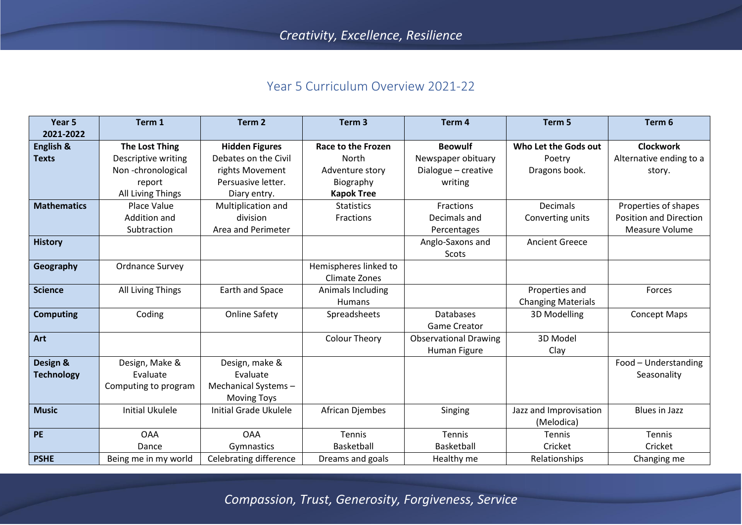## Year 5 Curriculum Overview 2021-22

| Year 5 2021-2022 | Term 1 | Term 2 | Term 3 | Term 4 | Term 5 | Term 6 |
|---|---|---|---|---|---|---|
| **English & Texts** | **The Lost Thing** Descriptive writing Non -chronological report All Living Things | **Hidden Figures** Debates on the Civil rights Movement Persuasive letter. Diary entry. | **Race to the Frozen** North Adventure story Biography **Kapok Tree** | **Beowulf** Newspaper obituary Dialogue – creative writing | **Who Let the Gods out** Poetry Dragons book. | **Clockwork** Alternative ending to a story. |
| **Mathematics** | Place Value Addition and Subtraction | Multiplication and division Area and Perimeter | Statistics Fractions | Fractions Decimals and Percentages | Decimals Converting units | Properties of shapes Position and Direction Measure Volume |
| **History** | | | | Anglo-Saxons and Scots | Ancient Greece | |
| **Geography** | Ordnance Survey | | Hemispheres linked to Climate Zones | | | |
| **Science** | All Living Things | Earth and Space | Animals Including Humans | | Properties and Changing Materials | Forces |
| **Computing** | Coding | Online Safety | Spreadsheets | Databases Game Creator | 3D Modelling | Concept Maps |
| **Art** | | | Colour Theory | Observational Drawing Human Figure | 3D Model Clay | |
| **Design & Technology** | Design, Make & Evaluate Computing to program | Design, make & Evaluate Mechanical Systems – Moving Toys | | | | Food – Understanding Seasonality |
| **Music** | Initial Ukulele | Initial Grade Ukulele | African Djembes | Singing | Jazz and Improvisation (Melodica) | Blues in Jazz |
| **PE** | OAA Dance | OAA Gymnastics | Tennis Basketball | Tennis Basketball | Tennis Cricket | Tennis Cricket |
| **PSHE** | Being me in my world | Celebrating difference | Dreams and goals | Healthy me | Relationships | Changing me |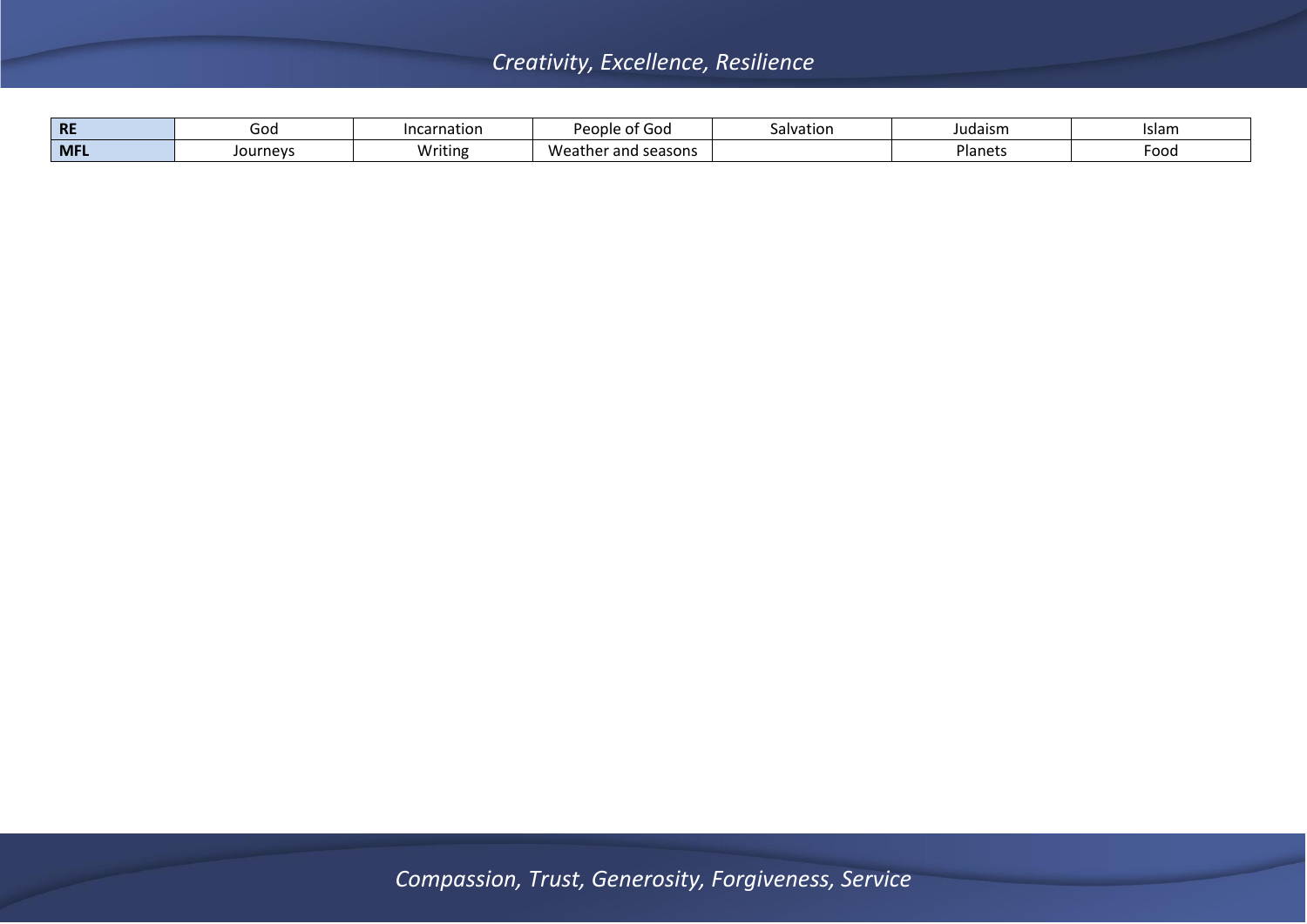| | | | | | | |
|---|---|---|---|---|---|---|
| **RE** | God | Incarnation | People of God | Salvation | Judaism | Islam |
| **MFL** | Journeys | Writing | Weather and seasons | | Planets | Food |